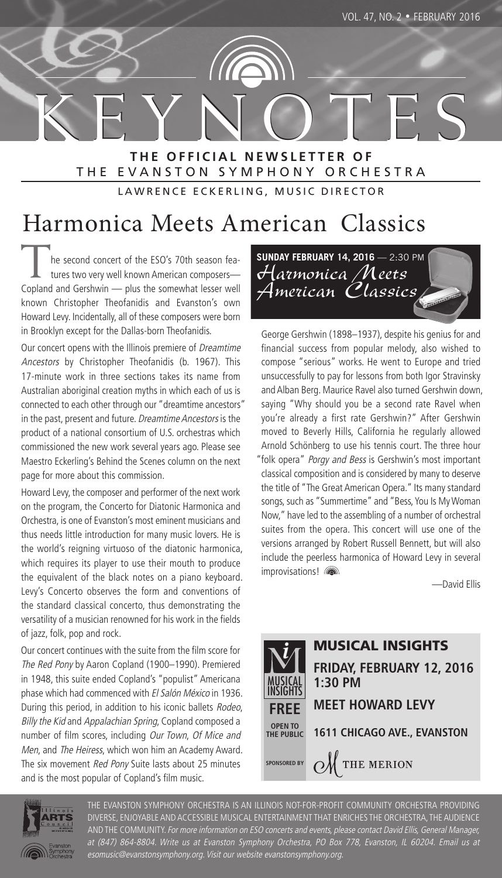# KEYNOTES

**THE OFFICIAL NEWSLETTER OF**
THE EVANSTON SYMPHONY ORCHESTRA

LAWRENCE ECKERLING, MUSIC DIRECTOR

# Harmonica Meets American Classics

The second concert of the ESO's 70th season features two very well known American composers—Copland and Gershwin — plus the somewhat lesser well known Christopher Theofanidis and Evanston's own Howard Levy. Incidentally, all of these composers were born in Brooklyn except for the Dallas-born Theofanidis.

Our concert opens with the Illinois premiere of *Dreamtime Ancestors* by Christopher Theofanidis (b. 1967). This 17-minute work in three sections takes its name from Australian aboriginal creation myths in which each of us is connected to each other through our "dreamtime ancestors" in the past, present and future. *Dreamtime Ancestors* is the product of a national consortium of U.S. orchestras which commissioned the new work several years ago. Please see Maestro Eckerling's Behind the Scenes column on the next page for more about this commission.

Howard Levy, the composer and performer of the next work on the program, the Concerto for Diatonic Harmonica and Orchestra, is one of Evanston's most eminent musicians and thus needs little introduction for many music lovers. He is the world's reigning virtuoso of the diatonic harmonica, which requires its player to use their mouth to produce the equivalent of the black notes on a piano keyboard. Levy's Concerto observes the form and conventions of the standard classical concerto, thus demonstrating the versatility of a musician renowned for his work in the fields of jazz, folk, pop and rock.

Our concert continues with the suite from the film score for *The Red Pony* by Aaron Copland (1900–1990). Premiered in 1948, this suite ended Copland's "populist" Americana phase which had commenced with *El Salón México* in 1936. During this period, in addition to his iconic ballets *Rodeo*, *Billy the Kid* and *Appalachian Spring*, Copland composed a number of film scores, including *Our Town*, *Of Mice and Men*, and *The Heiress*, which won him an Academy Award. The six movement *Red Pony* Suite lasts about 25 minutes and is the most popular of Copland's film music.

**SUNDAY FEBRUARY 14, 2016** — 2:30 PM
*Harmonica Meets American Classics*

George Gershwin (1898–1937), despite his genius for and financial success from popular melody, also wished to compose "serious" works. He went to Europe and tried unsuccessfully to pay for lessons from both Igor Stravinsky and Alban Berg. Maurice Ravel also turned Gershwin down, saying "Why should you be a second rate Ravel when you're already a first rate Gershwin?" After Gershwin moved to Beverly Hills, California he regularly allowed Arnold Schönberg to use his tennis court. The three hour "folk opera" *Porgy and Bess* is Gershwin's most important classical composition and is considered by many to deserve the title of "The Great American Opera." Its many standard songs, such as "Summertime" and "Bess, You Is My Woman Now," have led to the assembling of a number of orchestral suites from the opera. This concert will use one of the versions arranged by Robert Russell Bennett, but will also include the peerless harmonica of Howard Levy in several improvisations!

—David Ellis

## MUSICAL INSIGHTS

**FREE** — **OPEN TO THE PUBLIC**

**FRIDAY, FEBRUARY 12, 2016**
**1:30 PM**

**MEET HOWARD LEVY**

**1611 CHICAGO AVE., EVANSTON**

SPONSORED BY THE MERION

THE EVANSTON SYMPHONY ORCHESTRA IS AN ILLINOIS NOT-FOR-PROFIT COMMUNITY ORCHESTRA PROVIDING DIVERSE, ENJOYABLE AND ACCESSIBLE MUSICAL ENTERTAINMENT THAT ENRICHES THE ORCHESTRA, THE AUDIENCE AND THE COMMUNITY. *For more information on ESO concerts and events, please contact David Ellis, General Manager, at (847) 864-8804. Write us at Evanston Symphony Orchestra, PO Box 778, Evanston, IL 60204. Email us at esomusic@evanstonsymphony.org. Visit our website evanstonsymphony.org.*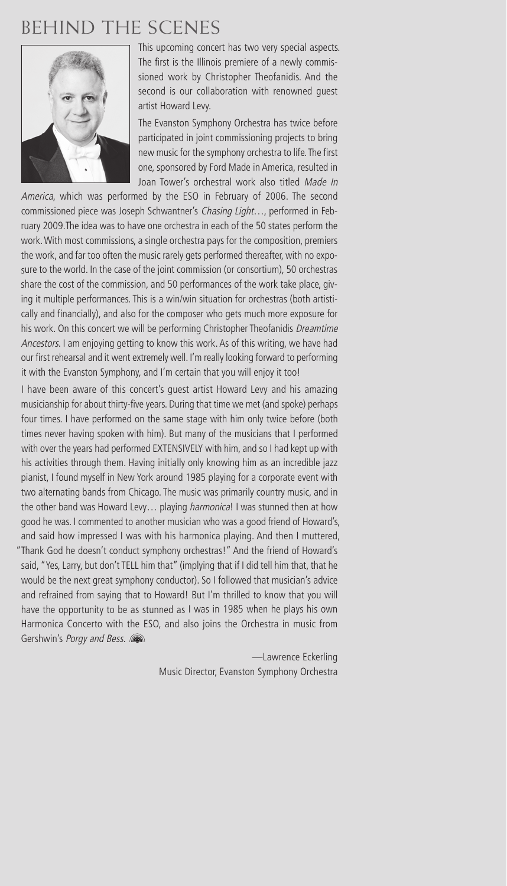# Behind the Scenes

This upcoming concert has two very special aspects. The first is the Illinois premiere of a newly commissioned work by Christopher Theofanidis. And the second is our collaboration with renowned guest artist Howard Levy.

The Evanston Symphony Orchestra has twice before participated in joint commissioning projects to bring new music for the symphony orchestra to life. The first one, sponsored by Ford Made in America, resulted in Joan Tower's orchestral work also titled *Made In America*, which was performed by the ESO in February of 2006. The second commissioned piece was Joseph Schwantner's *Chasing Light…*, performed in February 2009.The idea was to have one orchestra in each of the 50 states perform the work. With most commissions, a single orchestra pays for the composition, premiers the work, and far too often the music rarely gets performed thereafter, with no exposure to the world. In the case of the joint commission (or consortium), 50 orchestras share the cost of the commission, and 50 performances of the work take place, giving it multiple performances. This is a win/win situation for orchestras (both artistically and financially), and also for the composer who gets much more exposure for his work. On this concert we will be performing Christopher Theofanidis *Dreamtime Ancestors*. I am enjoying getting to know this work. As of this writing, we have had our first rehearsal and it went extremely well. I'm really looking forward to performing it with the Evanston Symphony, and I'm certain that you will enjoy it too!

I have been aware of this concert's guest artist Howard Levy and his amazing musicianship for about thirty-five years. During that time we met (and spoke) perhaps four times. I have performed on the same stage with him only twice before (both times never having spoken with him). But many of the musicians that I performed with over the years had performed EXTENSIVELY with him, and so I had kept up with his activities through them. Having initially only knowing him as an incredible jazz pianist, I found myself in New York around 1985 playing for a corporate event with two alternating bands from Chicago. The music was primarily country music, and in the other band was Howard Levy… playing *harmonica*! I was stunned then at how good he was. I commented to another musician who was a good friend of Howard's, and said how impressed I was with his harmonica playing. And then I muttered, "Thank God he doesn't conduct symphony orchestras!" And the friend of Howard's said, "Yes, Larry, but don't TELL him that" (implying that if I did tell him that, that he would be the next great symphony conductor). So I followed that musician's advice and refrained from saying that to Howard! But I'm thrilled to know that you will have the opportunity to be as stunned as I was in 1985 when he plays his own Harmonica Concerto with the ESO, and also joins the Orchestra in music from Gershwin's *Porgy and Bess.*

—Lawrence Eckerling
Music Director, Evanston Symphony Orchestra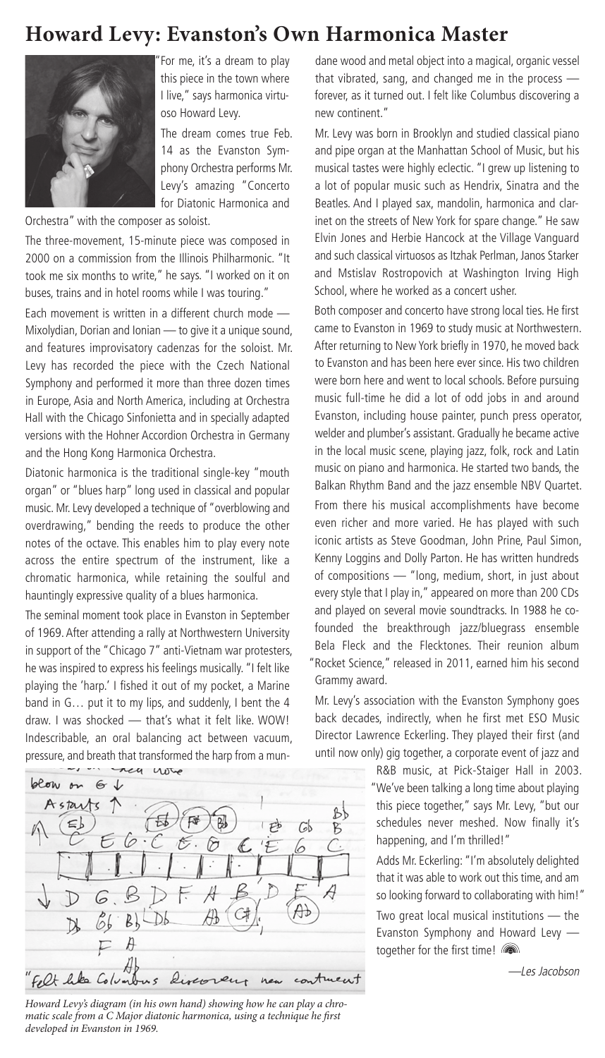# Howard Levy: Evanston's Own Harmonica Master

"For me, it's a dream to play this piece in the town where I live," says harmonica virtuoso Howard Levy.

The dream comes true Feb. 14 as the Evanston Symphony Orchestra performs Mr. Levy's amazing "Concerto for Diatonic Harmonica and Orchestra" with the composer as soloist.

The three-movement, 15-minute piece was composed in 2000 on a commission from the Illinois Philharmonic. "It took me six months to write," he says. "I worked on it on buses, trains and in hotel rooms while I was touring."

Each movement is written in a different church mode — Mixolydian, Dorian and Ionian — to give it a unique sound, and features improvisatory cadenzas for the soloist. Mr. Levy has recorded the piece with the Czech National Symphony and performed it more than three dozen times in Europe, Asia and North America, including at Orchestra Hall with the Chicago Sinfonietta and in specially adapted versions with the Hohner Accordion Orchestra in Germany and the Hong Kong Harmonica Orchestra.

Diatonic harmonica is the traditional single-key "mouth organ" or "blues harp" long used in classical and popular music. Mr. Levy developed a technique of "overblowing and overdrawing," bending the reeds to produce the other notes of the octave. This enables him to play every note across the entire spectrum of the instrument, like a chromatic harmonica, while retaining the soulful and hauntingly expressive quality of a blues harmonica.

The seminal moment took place in Evanston in September of 1969. After attending a rally at Northwestern University in support of the "Chicago 7" anti-Vietnam war protesters, he was inspired to express his feelings musically. "I felt like playing the 'harp.' I fished it out of my pocket, a Marine band in G… put it to my lips, and suddenly, I bent the 4 draw. I was shocked — that's what it felt like. WOW! Indescribable, an oral balancing act between vacuum, pressure, and breath that transformed the harp from a mundane wood and metal object into a magical, organic vessel that vibrated, sang, and changed me in the process — forever, as it turned out. I felt like Columbus discovering a new continent."

*Howard Levy's diagram (in his own hand) showing how he can play a chromatic scale from a C Major diatonic harmonica, using a technique he first developed in Evanston in 1969.*

Mr. Levy was born in Brooklyn and studied classical piano and pipe organ at the Manhattan School of Music, but his musical tastes were highly eclectic. "I grew up listening to a lot of popular music such as Hendrix, Sinatra and the Beatles. And I played sax, mandolin, harmonica and clarinet on the streets of New York for spare change." He saw Elvin Jones and Herbie Hancock at the Village Vanguard and such classical virtuosos as Itzhak Perlman, Janos Starker and Mstislav Rostropovich at Washington Irving High School, where he worked as a concert usher.

Both composer and concerto have strong local ties. He first came to Evanston in 1969 to study music at Northwestern. After returning to New York briefly in 1970, he moved back to Evanston and has been here ever since. His two children were born here and went to local schools. Before pursuing music full-time he did a lot of odd jobs in and around Evanston, including house painter, punch press operator, welder and plumber's assistant. Gradually he became active in the local music scene, playing jazz, folk, rock and Latin music on piano and harmonica. He started two bands, the Balkan Rhythm Band and the jazz ensemble NBV Quartet. From there his musical accomplishments have become even richer and more varied. He has played with such iconic artists as Steve Goodman, John Prine, Paul Simon, Kenny Loggins and Dolly Parton. He has written hundreds of compositions — "long, medium, short, in just about every style that I play in," appeared on more than 200 CDs and played on several movie soundtracks. In 1988 he co-founded the breakthrough jazz/bluegrass ensemble Bela Fleck and the Flecktones. Their reunion album "Rocket Science," released in 2011, earned him his second Grammy award.

Mr. Levy's association with the Evanston Symphony goes back decades, indirectly, when he first met ESO Music Director Lawrence Eckerling. They played their first (and until now only) gig together, a corporate event of jazz and R&B music, at Pick-Staiger Hall in 2003. "We've been talking a long time about playing this piece together," says Mr. Levy, "but our schedules never meshed. Now finally it's happening, and I'm thrilled!"

Adds Mr. Eckerling: "I'm absolutely delighted that it was able to work out this time, and am so looking forward to collaborating with him!"

Two great local musical institutions — the Evanston Symphony and Howard Levy — together for the first time!

—*Les Jacobson*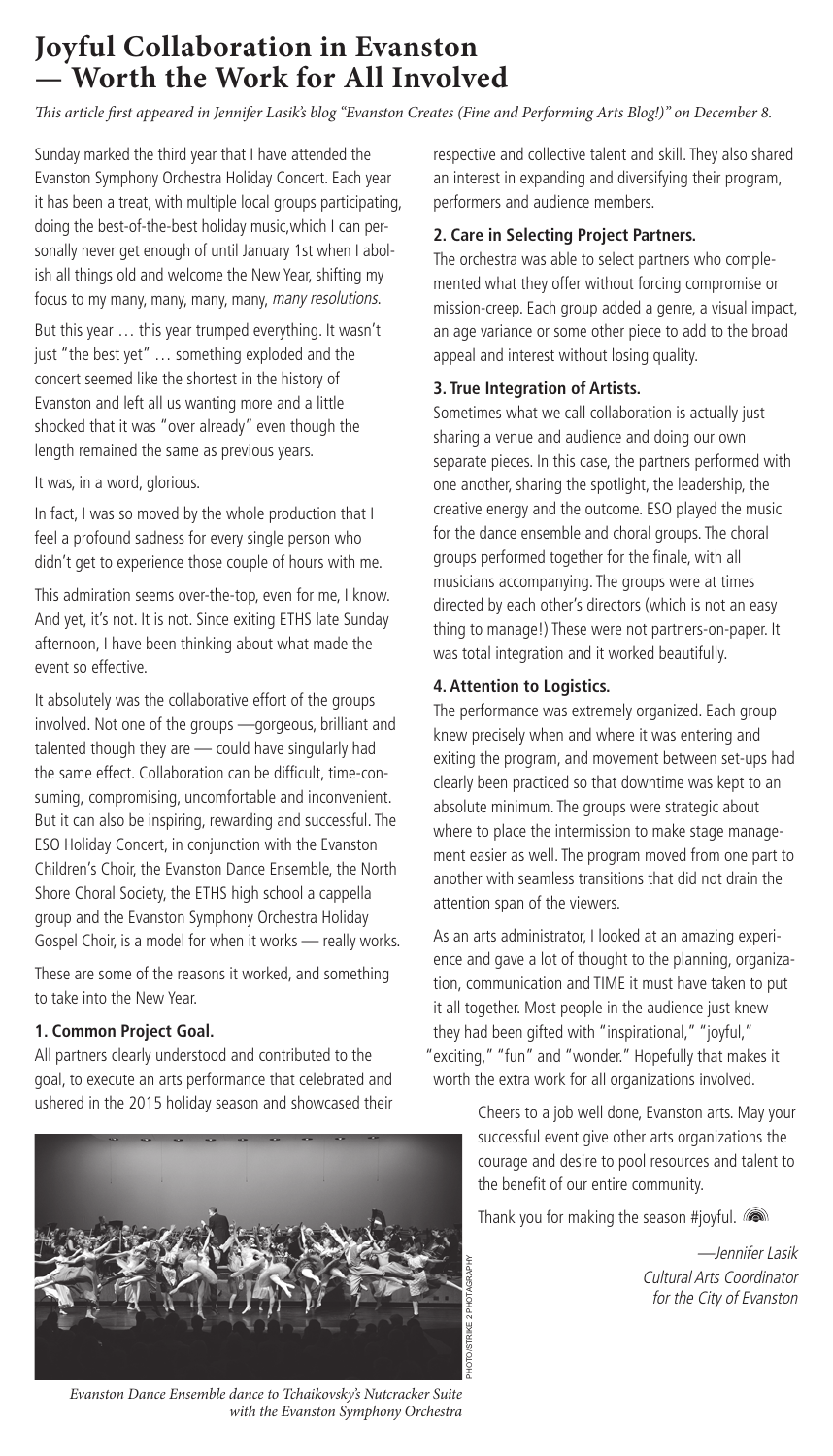# Joyful Collaboration in Evanston — Worth the Work for All Involved

*This article first appeared in Jennifer Lasik's blog "Evanston Creates (Fine and Performing Arts Blog!)" on December 8.*

Sunday marked the third year that I have attended the Evanston Symphony Orchestra Holiday Concert. Each year it has been a treat, with multiple local groups participating, doing the best-of-the-best holiday music, which I can personally never get enough of until January 1st when I abolish all things old and welcome the New Year, shifting my focus to my many, many, many, many, *many resolutions.*

But this year … this year trumped everything. It wasn't just "the best yet" … something exploded and the concert seemed like the shortest in the history of Evanston and left all us wanting more and a little shocked that it was "over already" even though the length remained the same as previous years.

It was, in a word, glorious.

In fact, I was so moved by the whole production that I feel a profound sadness for every single person who didn't get to experience those couple of hours with me.

This admiration seems over-the-top, even for me, I know. And yet, it's not. It is not. Since exiting ETHS late Sunday afternoon, I have been thinking about what made the event so effective.

It absolutely was the collaborative effort of the groups involved. Not one of the groups —gorgeous, brilliant and talented though they are — could have singularly had the same effect. Collaboration can be difficult, time-consuming, compromising, uncomfortable and inconvenient. But it can also be inspiring, rewarding and successful. The ESO Holiday Concert, in conjunction with the Evanston Children's Choir, the Evanston Dance Ensemble, the North Shore Choral Society, the ETHS high school a cappella group and the Evanston Symphony Orchestra Holiday Gospel Choir, is a model for when it works — really works.

These are some of the reasons it worked, and something to take into the New Year.

**1. Common Project Goal.**

All partners clearly understood and contributed to the goal, to execute an arts performance that celebrated and ushered in the 2015 holiday season and showcased their respective and collective talent and skill. They also shared an interest in expanding and diversifying their program, performers and audience members.

**2. Care in Selecting Project Partners.**

The orchestra was able to select partners who complemented what they offer without forcing compromise or mission-creep. Each group added a genre, a visual impact, an age variance or some other piece to add to the broad appeal and interest without losing quality.

**3. True Integration of Artists.**

Sometimes what we call collaboration is actually just sharing a venue and audience and doing our own separate pieces. In this case, the partners performed with one another, sharing the spotlight, the leadership, the creative energy and the outcome. ESO played the music for the dance ensemble and choral groups. The choral groups performed together for the finale, with all musicians accompanying. The groups were at times directed by each other's directors (which is not an easy thing to manage!) These were not partners-on-paper. It was total integration and it worked beautifully.

**4. Attention to Logistics.**

The performance was extremely organized. Each group knew precisely when and where it was entering and exiting the program, and movement between set-ups had clearly been practiced so that downtime was kept to an absolute minimum. The groups were strategic about where to place the intermission to make stage management easier as well. The program moved from one part to another with seamless transitions that did not drain the attention span of the viewers.

As an arts administrator, I looked at an amazing experience and gave a lot of thought to the planning, organization, communication and TIME it must have taken to put it all together. Most people in the audience just knew they had been gifted with "inspirational," "joyful," "exciting," "fun" and "wonder." Hopefully that makes it worth the extra work for all organizations involved.

Cheers to a job well done, Evanston arts. May your successful event give other arts organizations the courage and desire to pool resources and talent to the benefit of our entire community.

Thank you for making the season #joyful.

*—Jennifer Lasik*
*Cultural Arts Coordinator for the City of Evanston*

PHOTO/STRIKE 2 PHOTOGRAPHY

*Evanston Dance Ensemble dance to Tchaikovsky's Nutcracker Suite with the Evanston Symphony Orchestra*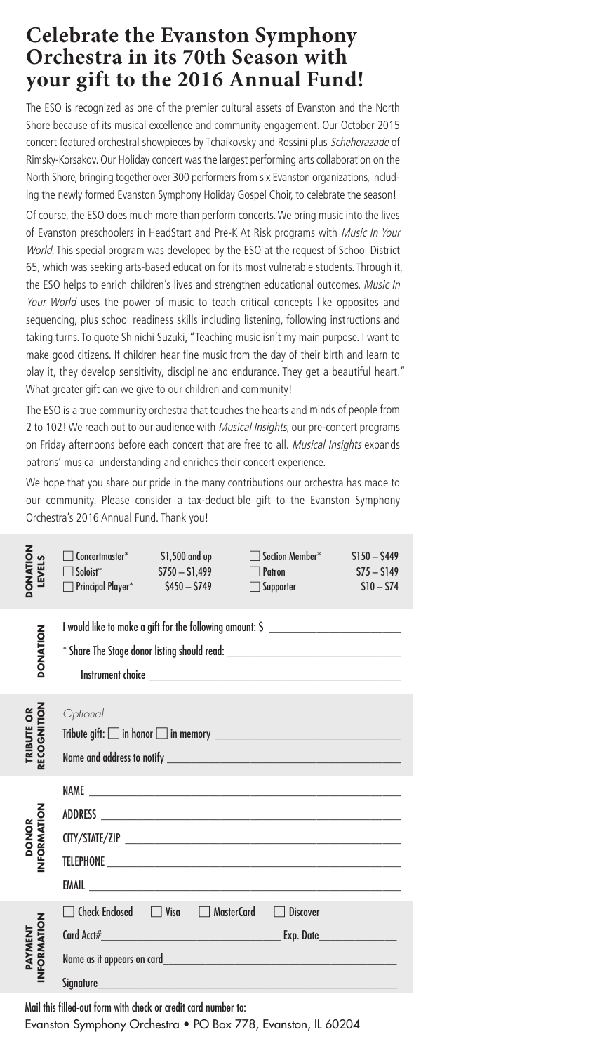# Celebrate the Evanston Symphony Orchestra in its 70th Season with your gift to the 2016 Annual Fund!

The ESO is recognized as one of the premier cultural assets of Evanston and the North Shore because of its musical excellence and community engagement. Our October 2015 concert featured orchestral showpieces by Tchaikovsky and Rossini plus *Scheherazade* of Rimsky-Korsakov. Our Holiday concert was the largest performing arts collaboration on the North Shore, bringing together over 300 performers from six Evanston organizations, including the newly formed Evanston Symphony Holiday Gospel Choir, to celebrate the season!

Of course, the ESO does much more than perform concerts. We bring music into the lives of Evanston preschoolers in HeadStart and Pre-K At Risk programs with *Music In Your World*. This special program was developed by the ESO at the request of School District 65, which was seeking arts-based education for its most vulnerable students. Through it, the ESO helps to enrich children's lives and strengthen educational outcomes. *Music In Your World* uses the power of music to teach critical concepts like opposites and sequencing, plus school readiness skills including listening, following instructions and taking turns. To quote Shinichi Suzuki, "Teaching music isn't my main purpose. I want to make good citizens. If children hear fine music from the day of their birth and learn to play it, they develop sensitivity, discipline and endurance. They get a beautiful heart." What greater gift can we give to our children and community!

The ESO is a true community orchestra that touches the hearts and minds of people from 2 to 102! We reach out to our audience with *Musical Insights*, our pre-concert programs on Friday afternoons before each concert that are free to all. *Musical Insights* expands patrons' musical understanding and enriches their concert experience.

We hope that you share our pride in the many contributions our orchestra has made to our community. Please consider a tax-deductible gift to the Evanston Symphony Orchestra's 2016 Annual Fund. Thank you!

**DONATION LEVELS**

| | | | |
|---|---|---|---|
| ☐ Concertmaster* | $1,500 and up | ☐ Section Member* | $150 – $449 |
| ☐ Soloist* | $750 – $1,499 | ☐ Patron | $75 – $149 |
| ☐ Principal Player* | $450 – $749 | ☐ Supporter | $10 – $74 |

**DONATION**

I would like to make a gift for the following amount: $ ____________________

* Share The Stage donor listing should read: ____________________

Instrument choice ____________________

**TRIBUTE OR RECOGNITION**

*Optional*

Tribute gift: ☐ in honor ☐ in memory ____________________

Name and address to notify ____________________

**DONOR INFORMATION**

NAME ____________________

ADDRESS ____________________

CITY/STATE/ZIP ____________________

TELEPHONE ____________________

EMAIL ____________________

**PAYMENT INFORMATION**

☐ Check Enclosed ☐ Visa ☐ MasterCard ☐ Discover

Card Acct# ____________________ Exp. Date ____________

Name as it appears on card ____________________

Signature ____________________

Mail this filled-out form with check or credit card number to:

Evanston Symphony Orchestra • PO Box 778, Evanston, IL 60204